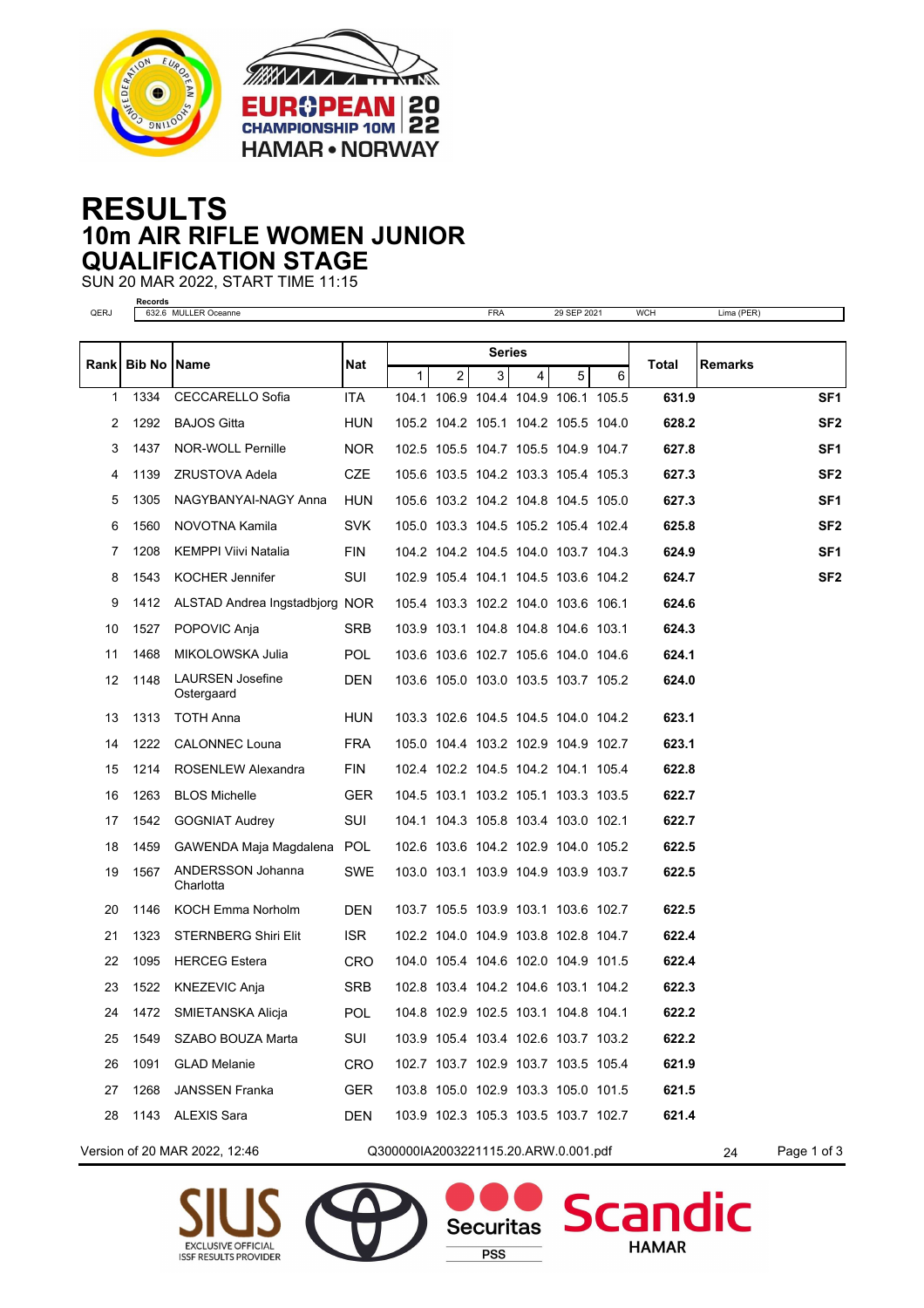EUROPEAN CHAMPIONSHIP 10M 2022
HAMAR • NORWAY

# RESULTS
## 10m AIR RIFLE WOMEN JUNIOR
## QUALIFICATION STAGE

SUN 20 MAR 2022, START TIME 11:15

| | Records | | | | |
|---|---|---|---|---|---|
| QERJ | 632.6 MULLER Oceanne | FRA | 29 SEP 2021 | WCH | Lima (PER) |

| Rank | Bib No | Name | Nat | Series 1 | 2 | 3 | 4 | 5 | 6 | Total | Remarks |
|---|---|---|---|---|---|---|---|---|---|---|---|
| 1 | 1334 | CECCARELLO Sofia | ITA | 104.1 | 106.9 | 104.4 | 104.9 | 106.1 | 105.5 | **631.9** | **SF1** |
| 2 | 1292 | BAJOS Gitta | HUN | 105.2 | 104.2 | 105.1 | 104.2 | 105.5 | 104.0 | **628.2** | **SF2** |
| 3 | 1437 | NOR-WOLL Pernille | NOR | 102.5 | 105.5 | 104.7 | 105.5 | 104.9 | 104.7 | **627.8** | **SF1** |
| 4 | 1139 | ZRUSTOVA Adela | CZE | 105.6 | 103.5 | 104.2 | 103.3 | 105.4 | 105.3 | **627.3** | **SF2** |
| 5 | 1305 | NAGYBANYAI-NAGY Anna | HUN | 105.6 | 103.2 | 104.2 | 104.8 | 104.5 | 105.0 | **627.3** | **SF1** |
| 6 | 1560 | NOVOTNA Kamila | SVK | 105.0 | 103.3 | 104.5 | 105.2 | 105.4 | 102.4 | **625.8** | **SF2** |
| 7 | 1208 | KEMPPI Viivi Natalia | FIN | 104.2 | 104.2 | 104.5 | 104.0 | 103.7 | 104.3 | **624.9** | **SF1** |
| 8 | 1543 | KOCHER Jennifer | SUI | 102.9 | 105.4 | 104.1 | 104.5 | 103.6 | 104.2 | **624.7** | **SF2** |
| 9 | 1412 | ALSTAD Andrea Ingstadbjorg | NOR | 105.4 | 103.3 | 102.2 | 104.0 | 103.6 | 106.1 | **624.6** | |
| 10 | 1527 | POPOVIC Anja | SRB | 103.9 | 103.1 | 104.8 | 104.8 | 104.6 | 103.1 | **624.3** | |
| 11 | 1468 | MIKOLOWSKA Julia | POL | 103.6 | 103.6 | 102.7 | 105.6 | 104.0 | 104.6 | **624.1** | |
| 12 | 1148 | LAURSEN Josefine Ostergaard | DEN | 103.6 | 105.0 | 103.0 | 103.5 | 103.7 | 105.2 | **624.0** | |
| 13 | 1313 | TOTH Anna | HUN | 103.3 | 102.6 | 104.5 | 104.5 | 104.0 | 104.2 | **623.1** | |
| 14 | 1222 | CALONNEC Louna | FRA | 105.0 | 104.4 | 103.2 | 102.9 | 104.9 | 102.7 | **623.1** | |
| 15 | 1214 | ROSENLEW Alexandra | FIN | 102.4 | 102.2 | 104.5 | 104.2 | 104.1 | 105.4 | **622.8** | |
| 16 | 1263 | BLOS Michelle | GER | 104.5 | 103.1 | 103.2 | 105.1 | 103.3 | 103.5 | **622.7** | |
| 17 | 1542 | GOGNIAT Audrey | SUI | 104.1 | 104.3 | 105.8 | 103.4 | 103.0 | 102.1 | **622.7** | |
| 18 | 1459 | GAWENDA Maja Magdalena | POL | 102.6 | 103.6 | 104.2 | 102.9 | 104.0 | 105.2 | **622.5** | |
| 19 | 1567 | ANDERSSON Johanna Charlotta | SWE | 103.0 | 103.1 | 103.9 | 104.9 | 103.9 | 103.7 | **622.5** | |
| 20 | 1146 | KOCH Emma Norholm | DEN | 103.7 | 105.5 | 103.9 | 103.1 | 103.6 | 102.7 | **622.5** | |
| 21 | 1323 | STERNBERG Shiri Elit | ISR | 102.2 | 104.0 | 104.9 | 103.8 | 102.8 | 104.7 | **622.4** | |
| 22 | 1095 | HERCEG Estera | CRO | 104.0 | 105.4 | 104.6 | 102.0 | 104.9 | 101.5 | **622.4** | |
| 23 | 1522 | KNEZEVIC Anja | SRB | 102.8 | 103.4 | 104.2 | 104.6 | 103.1 | 104.2 | **622.3** | |
| 24 | 1472 | SMIETANSKA Alicja | POL | 104.8 | 102.9 | 102.5 | 103.1 | 104.8 | 104.1 | **622.2** | |
| 25 | 1549 | SZABO BOUZA Marta | SUI | 103.9 | 105.4 | 103.4 | 102.6 | 103.7 | 103.2 | **622.2** | |
| 26 | 1091 | GLAD Melanie | CRO | 102.7 | 103.7 | 102.9 | 103.7 | 103.5 | 105.4 | **621.9** | |
| 27 | 1268 | JANSSEN Franka | GER | 103.8 | 105.0 | 102.9 | 103.3 | 105.0 | 101.5 | **621.5** | |
| 28 | 1143 | ALEXIS Sara | DEN | 103.9 | 102.3 | 105.3 | 103.5 | 103.7 | 102.7 | **621.4** | |

Version of 20 MAR 2022, 12:46 Q300000IA2003221115.20.ARW.0.001.pdf 24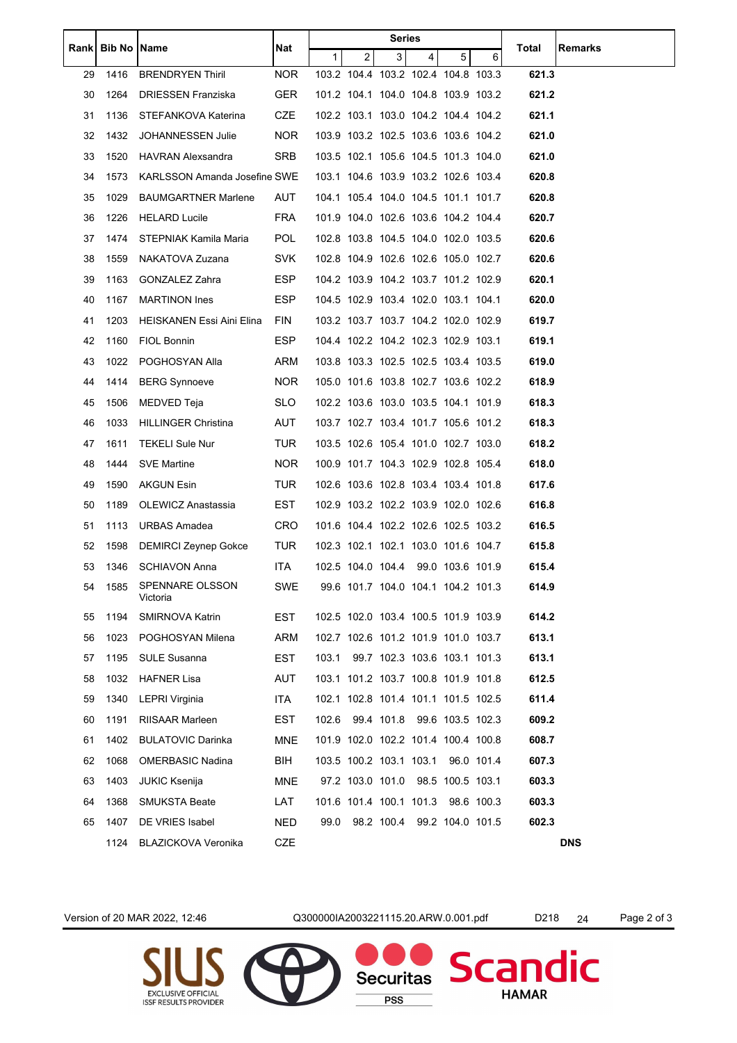| Rank | Bib No | Name | Nat | Series | | | | | | Total | Remarks |
|---|---|---|---|---|---|---|---|---|---|---|---|
| | | | | 1 | 2 | 3 | 4 | 5 | 6 | | |
| 29 | 1416 | BRENDRYEN Thiril | NOR | 103.2 | 104.4 | 103.2 | 102.4 | 104.8 | 103.3 | **621.3** | |
| 30 | 1264 | DRIESSEN Franziska | GER | 101.2 | 104.1 | 104.0 | 104.8 | 103.9 | 103.2 | **621.2** | |
| 31 | 1136 | STEFANKOVA Katerina | CZE | 102.2 | 103.1 | 103.0 | 104.2 | 104.4 | 104.2 | **621.1** | |
| 32 | 1432 | JOHANNESSEN Julie | NOR | 103.9 | 103.2 | 102.5 | 103.6 | 103.6 | 104.2 | **621.0** | |
| 33 | 1520 | HAVRAN Alexsandra | SRB | 103.5 | 102.1 | 105.6 | 104.5 | 101.3 | 104.0 | **621.0** | |
| 34 | 1573 | KARLSSON Amanda Josefine | SWE | 103.1 | 104.6 | 103.9 | 103.2 | 102.6 | 103.4 | **620.8** | |
| 35 | 1029 | BAUMGARTNER Marlene | AUT | 104.1 | 105.4 | 104.0 | 104.5 | 101.1 | 101.7 | **620.8** | |
| 36 | 1226 | HELARD Lucile | FRA | 101.9 | 104.0 | 102.6 | 103.6 | 104.2 | 104.4 | **620.7** | |
| 37 | 1474 | STEPNIAK Kamila Maria | POL | 102.8 | 103.8 | 104.5 | 104.0 | 102.0 | 103.5 | **620.6** | |
| 38 | 1559 | NAKATOVA Zuzana | SVK | 102.8 | 104.9 | 102.6 | 102.6 | 105.0 | 102.7 | **620.6** | |
| 39 | 1163 | GONZALEZ Zahra | ESP | 104.2 | 103.9 | 104.2 | 103.7 | 101.2 | 102.9 | **620.1** | |
| 40 | 1167 | MARTINON Ines | ESP | 104.5 | 102.9 | 103.4 | 102.0 | 103.1 | 104.1 | **620.0** | |
| 41 | 1203 | HEISKANEN Essi Aini Elina | FIN | 103.2 | 103.7 | 103.7 | 104.2 | 102.0 | 102.9 | **619.7** | |
| 42 | 1160 | FIOL Bonnin | ESP | 104.4 | 102.2 | 104.2 | 102.3 | 102.9 | 103.1 | **619.1** | |
| 43 | 1022 | POGHOSYAN Alla | ARM | 103.8 | 103.3 | 102.5 | 102.5 | 103.4 | 103.5 | **619.0** | |
| 44 | 1414 | BERG Synnoeve | NOR | 105.0 | 101.6 | 103.8 | 102.7 | 103.6 | 102.2 | **618.9** | |
| 45 | 1506 | MEDVED Teja | SLO | 102.2 | 103.6 | 103.0 | 103.5 | 104.1 | 101.9 | **618.3** | |
| 46 | 1033 | HILLINGER Christina | AUT | 103.7 | 102.7 | 103.4 | 101.7 | 105.6 | 101.2 | **618.3** | |
| 47 | 1611 | TEKELI Sule Nur | TUR | 103.5 | 102.6 | 105.4 | 101.0 | 102.7 | 103.0 | **618.2** | |
| 48 | 1444 | SVE Martine | NOR | 100.9 | 101.7 | 104.3 | 102.9 | 102.8 | 105.4 | **618.0** | |
| 49 | 1590 | AKGUN Esin | TUR | 102.6 | 103.6 | 102.8 | 103.4 | 103.4 | 101.8 | **617.6** | |
| 50 | 1189 | OLEWICZ Anastassia | EST | 102.9 | 103.2 | 102.2 | 103.9 | 102.0 | 102.6 | **616.8** | |
| 51 | 1113 | URBAS Amadea | CRO | 101.6 | 104.4 | 102.2 | 102.6 | 102.5 | 103.2 | **616.5** | |
| 52 | 1598 | DEMIRCI Zeynep Gokce | TUR | 102.3 | 102.1 | 102.1 | 103.0 | 101.6 | 104.7 | **615.8** | |
| 53 | 1346 | SCHIAVON Anna | ITA | 102.5 | 104.0 | 104.4 | 99.0 | 103.6 | 101.9 | **615.4** | |
| 54 | 1585 | SPENNARE OLSSON Victoria | SWE | 99.6 | 101.7 | 104.0 | 104.1 | 104.2 | 101.3 | **614.9** | |
| 55 | 1194 | SMIRNOVA Katrin | EST | 102.5 | 102.0 | 103.4 | 100.5 | 101.9 | 103.9 | **614.2** | |
| 56 | 1023 | POGHOSYAN Milena | ARM | 102.7 | 102.6 | 101.2 | 101.9 | 101.0 | 103.7 | **613.1** | |
| 57 | 1195 | SULE Susanna | EST | 103.1 | 99.7 | 102.3 | 103.6 | 103.1 | 101.3 | **613.1** | |
| 58 | 1032 | HAFNER Lisa | AUT | 103.1 | 101.2 | 103.7 | 100.8 | 101.9 | 101.8 | **612.5** | |
| 59 | 1340 | LEPRI Virginia | ITA | 102.1 | 102.8 | 101.4 | 101.1 | 101.5 | 102.5 | **611.4** | |
| 60 | 1191 | RIISAAR Marleen | EST | 102.6 | 99.4 | 101.8 | 99.6 | 103.5 | 102.3 | **609.2** | |
| 61 | 1402 | BULATOVIC Darinka | MNE | 101.9 | 102.0 | 102.2 | 101.4 | 100.4 | 100.8 | **608.7** | |
| 62 | 1068 | OMERBASIC Nadina | BIH | 103.5 | 100.2 | 103.1 | 103.1 | 96.0 | 101.4 | **607.3** | |
| 63 | 1403 | JUKIC Ksenija | MNE | 97.2 | 103.0 | 101.0 | 98.5 | 100.5 | 103.1 | **603.3** | |
| 64 | 1368 | SMUKSTA Beate | LAT | 101.6 | 101.4 | 100.1 | 101.3 | 98.6 | 100.3 | **603.3** | |
| 65 | 1407 | DE VRIES Isabel | NED | 99.0 | 98.2 | 100.4 | 99.2 | 104.0 | 101.5 | **602.3** | |
| | 1124 | BLAZICKOVA Veronika | CZE | | | | | | | | **DNS** |

Version of 20 MAR 2022, 12:46 Q300000IA2003221115.20.ARW.0.001.pdf D218 24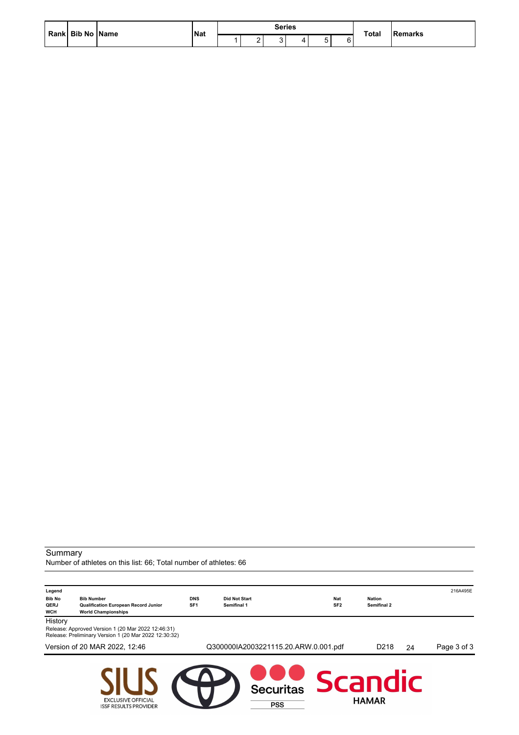| Rank | Bib No | Name | Nat | Series | | | | | | Total | Remarks |
|---|---|---|---|---|---|---|---|---|---|---|---|
| | | | | 1 | 2 | 3 | 4 | 5 | 6 | | |

## Summary

Number of athletes on this list: 66; Total number of athletes: 66

**Legend**

216A495E

| | | | | | |
|---|---|---|---|---|---|
| **Bib No** | **Bib Number** | **DNS** | **Did Not Start** | **Nat** | **Nation** |
| **QERJ** | **Qualification European Record Junior** | **SF1** | **Semifinal 1** | **SF2** | **Semifinal 2** |
| **WCH** | **World Championships** | | | | |

**History**

Release: Approved Version 1 (20 Mar 2022 12:46:31)
Release: Preliminary Version 1 (20 Mar 2022 12:30:32)

Version of 20 MAR 2022, 12:46 Q300000IA2003221115.20.ARW.0.001.pdf D218 24

SIUS EXCLUSIVE OFFICIAL ISSF RESULTS PROVIDER

Securitas PSS

Scandic HAMAR